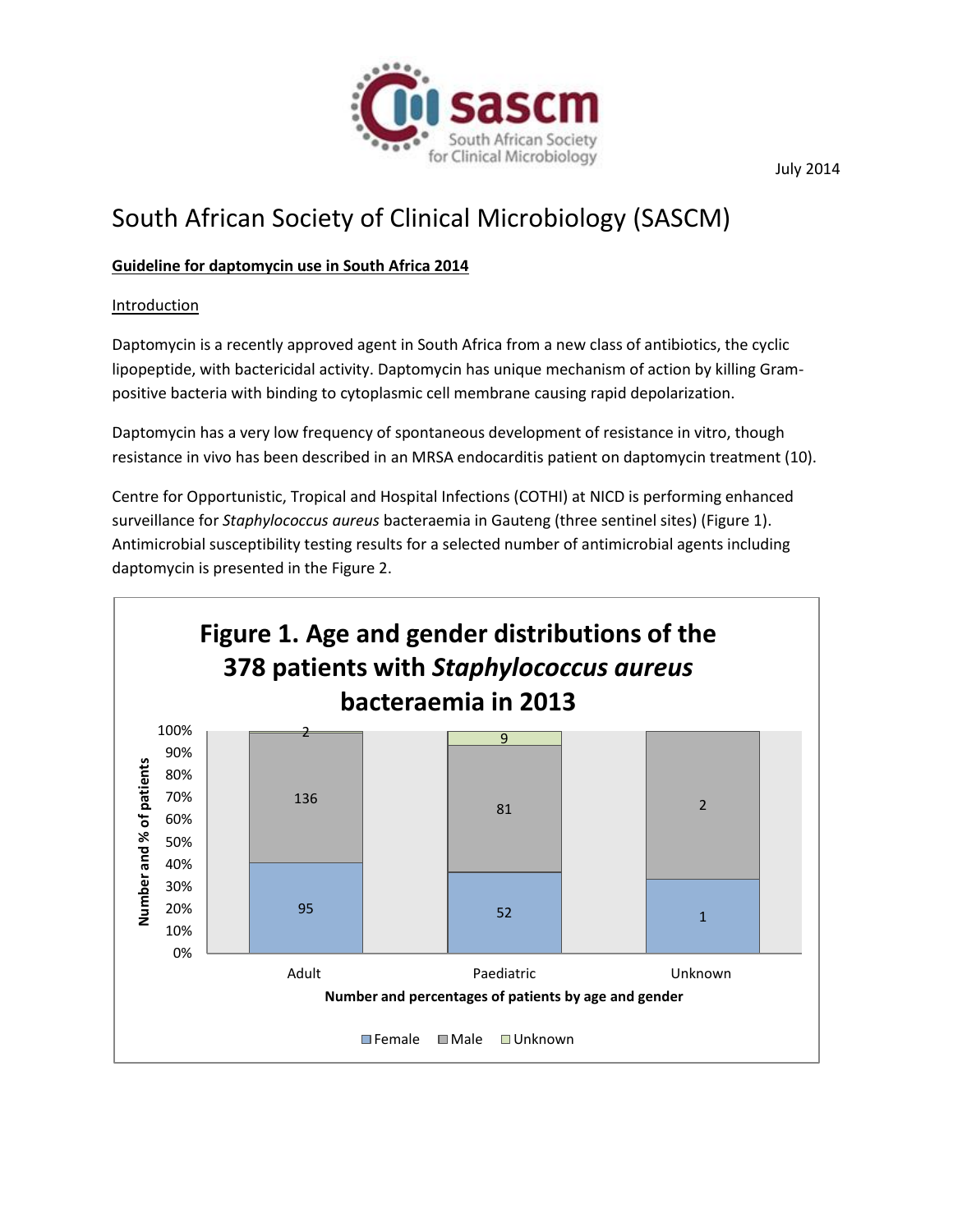July 2014

# South African Society of Clinical Microbiology (SASCM)

**Guideline for daptomycin use in South Africa 2014**

## Introduction

Daptomycin is a recently approved agent in South Africa from a new class of antibiotics, the cyclic lipopeptide, with bactericidal activity. Daptomycin has unique mechanism of action by killing Gram-positive bacteria with binding to cytoplasmic cell membrane causing rapid depolarization.

Daptomycin has a very low frequency of spontaneous development of resistance in vitro, though resistance in vivo has been described in an MRSA endocarditis patient on daptomycin treatment (10).

Centre for Opportunistic, Tropical and Hospital Infections (COTHI) at NICD is performing enhanced surveillance for *Staphylococcus aureus* bacteraemia in Gauteng (three sentinel sites) (Figure 1). Antimicrobial susceptibility testing results for a selected number of antimicrobial agents including daptomycin is presented in the Figure 2.

**Figure 1. Age and gender distributions of the 378 patients with *Staphylococcus aureus* bacteraemia in 2013**

| Age group | Female | Male | Unknown |
|---|---|---|---|
| Adult | 95 | 136 | 2 |
| Paediatric | 52 | 81 | 9 |
| Unknown | 1 | 2 | |

Number and percentages of patients by age and gender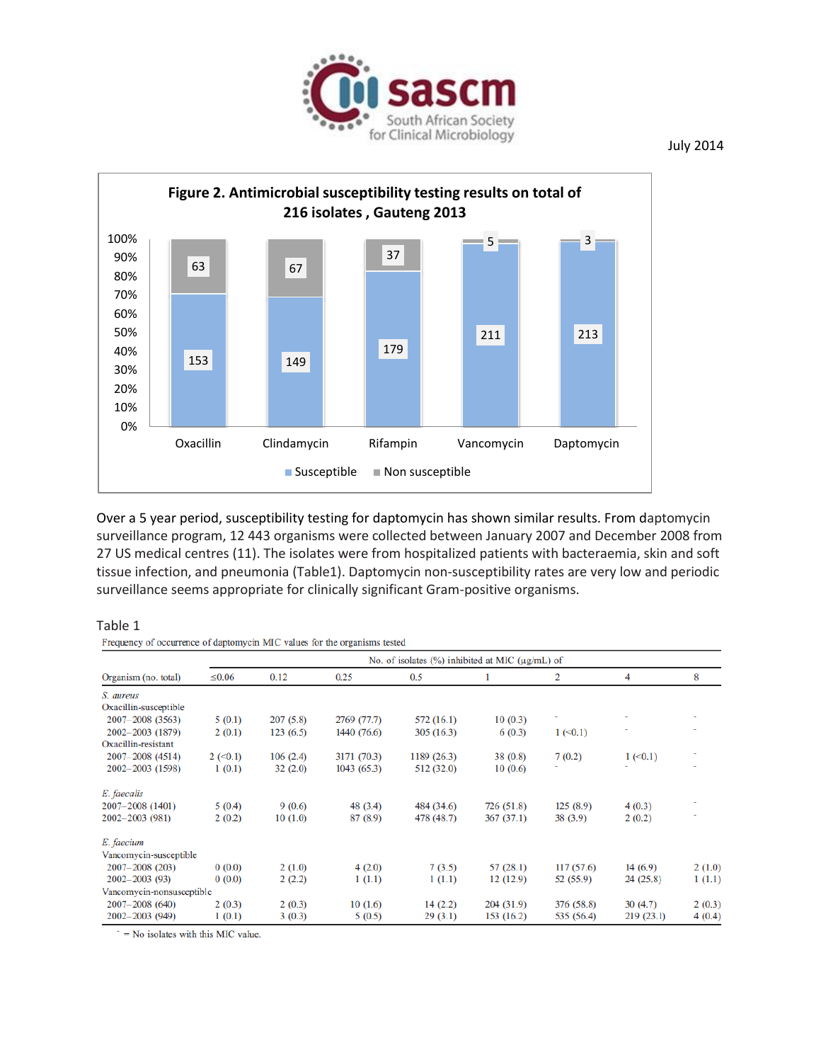**Figure 2. Antimicrobial susceptibility testing results on total of 216 isolates , Gauteng 2013**

| | Oxacillin | Clindamycin | Rifampin | Vancomycin | Daptomycin |
|---|---|---|---|---|---|
| Susceptible | 153 | 149 | 179 | 211 | 213 |
| Non susceptible | 63 | 67 | 37 | 5 | 3 |

Over a 5 year period, susceptibility testing for daptomycin has shown similar results. From daptomycin surveillance program, 12 443 organisms were collected between January 2007 and December 2008 from 27 US medical centres (11). The isolates were from hospitalized patients with bacteraemia, skin and soft tissue infection, and pneumonia (Table1). Daptomycin non-susceptibility rates are very low and periodic surveillance seems appropriate for clinically significant Gram-positive organisms.

Table 1

Frequency of occurrence of daptomycin MIC values for the organisms tested

| Organism (no. total) | No. of isolates (%) inhibited at MIC (μg/mL) of | | | | | | | |
|---|---|---|---|---|---|---|---|---|
| | ≤0.06 | 0.12 | 0.25 | 0.5 | 1 | 2 | 4 | 8 |
| *S. aureus* | | | | | | | | |
| Oxacillin-susceptible | | | | | | | | |
| 2007–2008 (3563) | 5 (0.1) | 207 (5.8) | 2769 (77.7) | 572 (16.1) | 10 (0.3) | - | - | - |
| 2002–2003 (1879) | 2 (0.1) | 123 (6.5) | 1440 (76.6) | 305 (16.3) | 6 (0.3) | 1 (<0.1) | - | - |
| Oxacillin-resistant | | | | | | | | |
| 2007–2008 (4514) | 2 (<0.1) | 106 (2.4) | 3171 (70.3) | 1189 (26.3) | 38 (0.8) | 7 (0.2) | 1 (<0.1) | - |
| 2002–2003 (1598) | 1 (0.1) | 32 (2.0) | 1043 (65.3) | 512 (32.0) | 10 (0.6) | - | - | - |
| *E. faecalis* | | | | | | | | |
| 2007–2008 (1401) | 5 (0.4) | 9 (0.6) | 48 (3.4) | 484 (34.6) | 726 (51.8) | 125 (8.9) | 4 (0.3) | - |
| 2002–2003 (981) | 2 (0.2) | 10 (1.0) | 87 (8.9) | 478 (48.7) | 367 (37.1) | 38 (3.9) | 2 (0.2) | - |
| *E. faecium* | | | | | | | | |
| Vancomycin-susceptible | | | | | | | | |
| 2007–2008 (203) | 0 (0.0) | 2 (1.0) | 4 (2.0) | 7 (3.5) | 57 (28.1) | 117 (57.6) | 14 (6.9) | 2 (1.0) |
| 2002–2003 (93) | 0 (0.0) | 2 (2.2) | 1 (1.1) | 1 (1.1) | 12 (12.9) | 52 (55.9) | 24 (25.8) | 1 (1.1) |
| Vancomycin-nonsusceptible | | | | | | | | |
| 2007–2008 (640) | 2 (0.3) | 2 (0.3) | 10 (1.6) | 14 (2.2) | 204 (31.9) | 376 (58.8) | 30 (4.7) | 2 (0.3) |
| 2002–2003 (949) | 1 (0.1) | 3 (0.3) | 5 (0.5) | 29 (3.1) | 153 (16.2) | 535 (56.4) | 219 (23.1) | 4 (0.4) |

- = No isolates with this MIC value.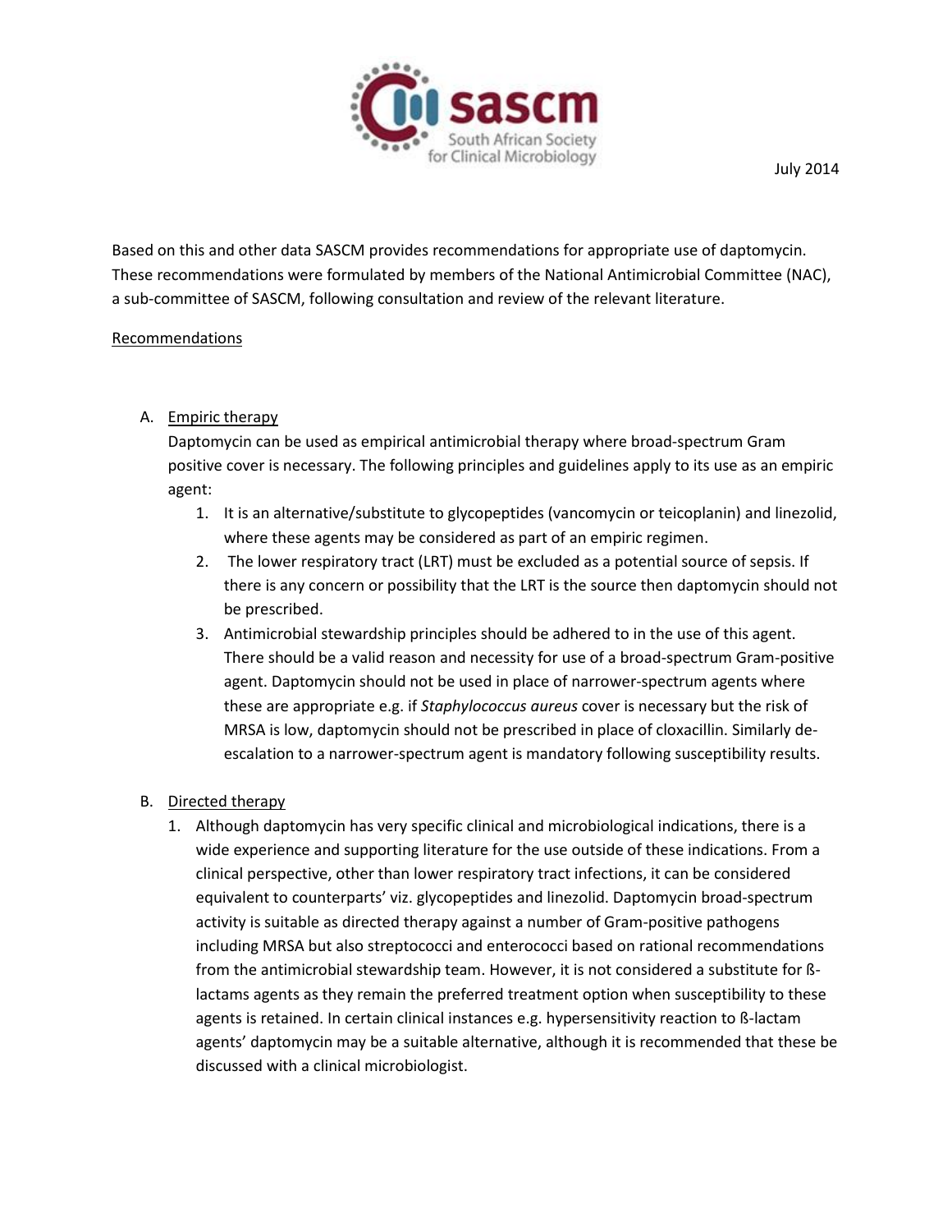July 2014

Based on this and other data SASCM provides recommendations for appropriate use of daptomycin. These recommendations were formulated by members of the National Antimicrobial Committee (NAC), a sub-committee of SASCM, following consultation and review of the relevant literature.

## Recommendations

A. Empiric therapy

Daptomycin can be used as empirical antimicrobial therapy where broad-spectrum Gram positive cover is necessary. The following principles and guidelines apply to its use as an empiric agent:

1. It is an alternative/substitute to glycopeptides (vancomycin or teicoplanin) and linezolid, where these agents may be considered as part of an empiric regimen.
2. The lower respiratory tract (LRT) must be excluded as a potential source of sepsis. If there is any concern or possibility that the LRT is the source then daptomycin should not be prescribed.
3. Antimicrobial stewardship principles should be adhered to in the use of this agent. There should be a valid reason and necessity for use of a broad-spectrum Gram-positive agent. Daptomycin should not be used in place of narrower-spectrum agents where these are appropriate e.g. if *Staphylococcus aureus* cover is necessary but the risk of MRSA is low, daptomycin should not be prescribed in place of cloxacillin. Similarly de-escalation to a narrower-spectrum agent is mandatory following susceptibility results.

B. Directed therapy

1. Although daptomycin has very specific clinical and microbiological indications, there is a wide experience and supporting literature for the use outside of these indications. From a clinical perspective, other than lower respiratory tract infections, it can be considered equivalent to counterparts' viz. glycopeptides and linezolid. Daptomycin broad-spectrum activity is suitable as directed therapy against a number of Gram-positive pathogens including MRSA but also streptococci and enterococci based on rational recommendations from the antimicrobial stewardship team. However, it is not considered a substitute for ß-lactams agents as they remain the preferred treatment option when susceptibility to these agents is retained. In certain clinical instances e.g. hypersensitivity reaction to ß-lactam agents' daptomycin may be a suitable alternative, although it is recommended that these be discussed with a clinical microbiologist.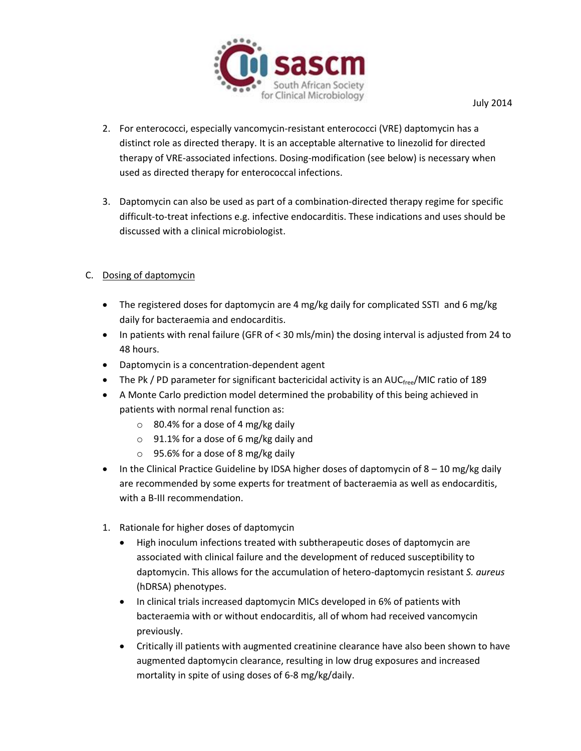2. For enterococci, especially vancomycin-resistant enterococci (VRE) daptomycin has a distinct role as directed therapy. It is an acceptable alternative to linezolid for directed therapy of VRE-associated infections. Dosing-modification (see below) is necessary when used as directed therapy for enterococcal infections.

3. Daptomycin can also be used as part of a combination-directed therapy regime for specific difficult-to-treat infections e.g. infective endocarditis. These indications and uses should be discussed with a clinical microbiologist.

C. Dosing of daptomycin

- The registered doses for daptomycin are 4 mg/kg daily for complicated SSTI and 6 mg/kg daily for bacteraemia and endocarditis.
- In patients with renal failure (GFR of < 30 mls/min) the dosing interval is adjusted from 24 to 48 hours.
- Daptomycin is a concentration-dependent agent
- The Pk / PD parameter for significant bactericidal activity is an $AUC_{free}$/MIC ratio of 189
- A Monte Carlo prediction model determined the probability of this being achieved in patients with normal renal function as:
    - 80.4% for a dose of 4 mg/kg daily
    - 91.1% for a dose of 6 mg/kg daily and
    - 95.6% for a dose of 8 mg/kg daily
- In the Clinical Practice Guideline by IDSA higher doses of daptomycin of 8 – 10 mg/kg daily are recommended by some experts for treatment of bacteraemia as well as endocarditis, with a B-III recommendation.

1. Rationale for higher doses of daptomycin
    - High inoculum infections treated with subtherapeutic doses of daptomycin are associated with clinical failure and the development of reduced susceptibility to daptomycin. This allows for the accumulation of hetero-daptomycin resistant *S. aureus* (hDRSA) phenotypes.
    - In clinical trials increased daptomycin MICs developed in 6% of patients with bacteraemia with or without endocarditis, all of whom had received vancomycin previously.
    - Critically ill patients with augmented creatinine clearance have also been shown to have augmented daptomycin clearance, resulting in low drug exposures and increased mortality in spite of using doses of 6-8 mg/kg/daily.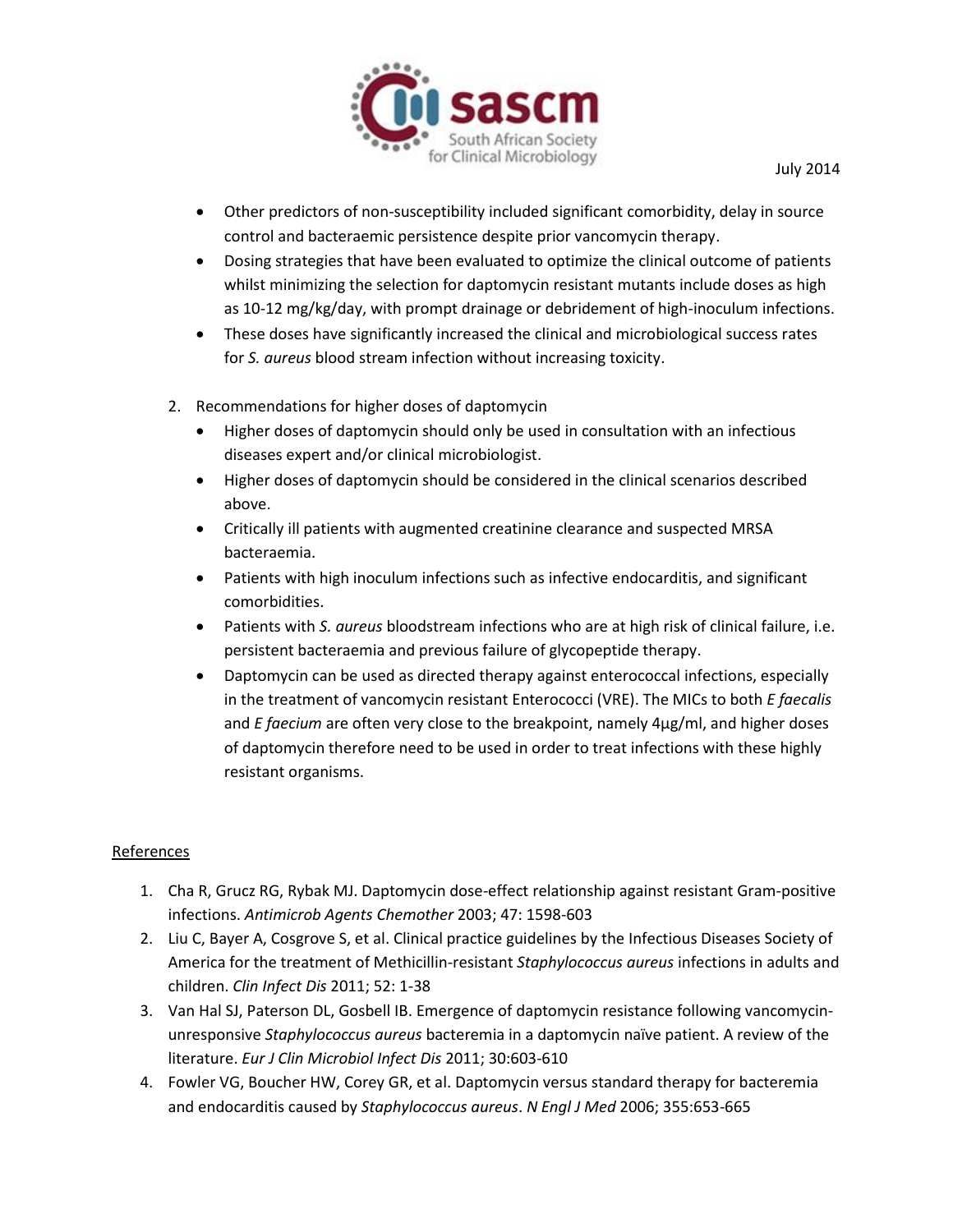- Other predictors of non-susceptibility included significant comorbidity, delay in source control and bacteraemic persistence despite prior vancomycin therapy.
- Dosing strategies that have been evaluated to optimize the clinical outcome of patients whilst minimizing the selection for daptomycin resistant mutants include doses as high as 10-12 mg/kg/day, with prompt drainage or debridement of high-inoculum infections.
- These doses have significantly increased the clinical and microbiological success rates for *S. aureus* blood stream infection without increasing toxicity.

2. Recommendations for higher doses of daptomycin
   - Higher doses of daptomycin should only be used in consultation with an infectious diseases expert and/or clinical microbiologist.
   - Higher doses of daptomycin should be considered in the clinical scenarios described above.
   - Critically ill patients with augmented creatinine clearance and suspected MRSA bacteraemia.
   - Patients with high inoculum infections such as infective endocarditis, and significant comorbidities.
   - Patients with *S. aureus* bloodstream infections who are at high risk of clinical failure, i.e. persistent bacteraemia and previous failure of glycopeptide therapy.
   - Daptomycin can be used as directed therapy against enterococcal infections, especially in the treatment of vancomycin resistant Enterococci (VRE). The MICs to both *E faecalis* and *E faecium* are often very close to the breakpoint, namely 4µg/ml, and higher doses of daptomycin therefore need to be used in order to treat infections with these highly resistant organisms.

<u>References</u>

1. Cha R, Grucz RG, Rybak MJ. Daptomycin dose-effect relationship against resistant Gram-positive infections. *Antimicrob Agents Chemother* 2003; 47: 1598-603
2. Liu C, Bayer A, Cosgrove S, et al. Clinical practice guidelines by the Infectious Diseases Society of America for the treatment of Methicillin-resistant *Staphylococcus aureus* infections in adults and children. *Clin Infect Dis* 2011; 52: 1-38
3. Van Hal SJ, Paterson DL, Gosbell IB. Emergence of daptomycin resistance following vancomycin-unresponsive *Staphylococcus aureus* bacteremia in a daptomycin naïve patient. A review of the literature. *Eur J Clin Microbiol Infect Dis* 2011; 30:603-610
4. Fowler VG, Boucher HW, Corey GR, et al. Daptomycin versus standard therapy for bacteremia and endocarditis caused by *Staphylococcus aureus*. *N Engl J Med* 2006; 355:653-665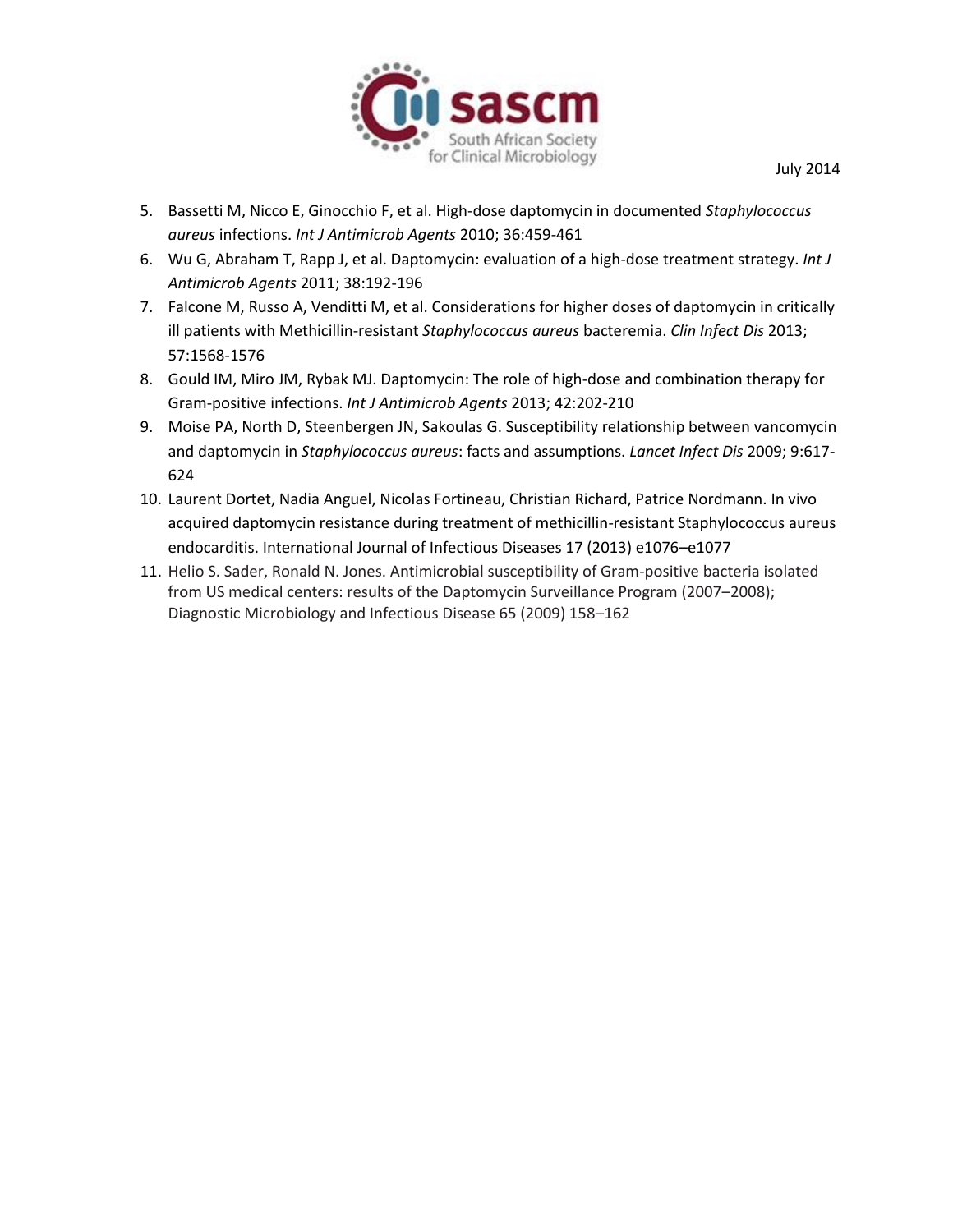5. Bassetti M, Nicco E, Ginocchio F, et al. High-dose daptomycin in documented *Staphylococcus aureus* infections. *Int J Antimicrob Agents* 2010; 36:459-461
6. Wu G, Abraham T, Rapp J, et al. Daptomycin: evaluation of a high-dose treatment strategy. *Int J Antimicrob Agents* 2011; 38:192-196
7. Falcone M, Russo A, Venditti M, et al. Considerations for higher doses of daptomycin in critically ill patients with Methicillin-resistant *Staphylococcus aureus* bacteremia. *Clin Infect Dis* 2013; 57:1568-1576
8. Gould IM, Miro JM, Rybak MJ. Daptomycin: The role of high-dose and combination therapy for Gram-positive infections. *Int J Antimicrob Agents* 2013; 42:202-210
9. Moise PA, North D, Steenbergen JN, Sakoulas G. Susceptibility relationship between vancomycin and daptomycin in *Staphylococcus aureus*: facts and assumptions. *Lancet Infect Dis* 2009; 9:617-624
10. Laurent Dortet, Nadia Anguel, Nicolas Fortineau, Christian Richard, Patrice Nordmann. In vivo acquired daptomycin resistance during treatment of methicillin-resistant Staphylococcus aureus endocarditis. International Journal of Infectious Diseases 17 (2013) e1076–e1077
11. Helio S. Sader, Ronald N. Jones. Antimicrobial susceptibility of Gram-positive bacteria isolated from US medical centers: results of the Daptomycin Surveillance Program (2007–2008); Diagnostic Microbiology and Infectious Disease 65 (2009) 158–162